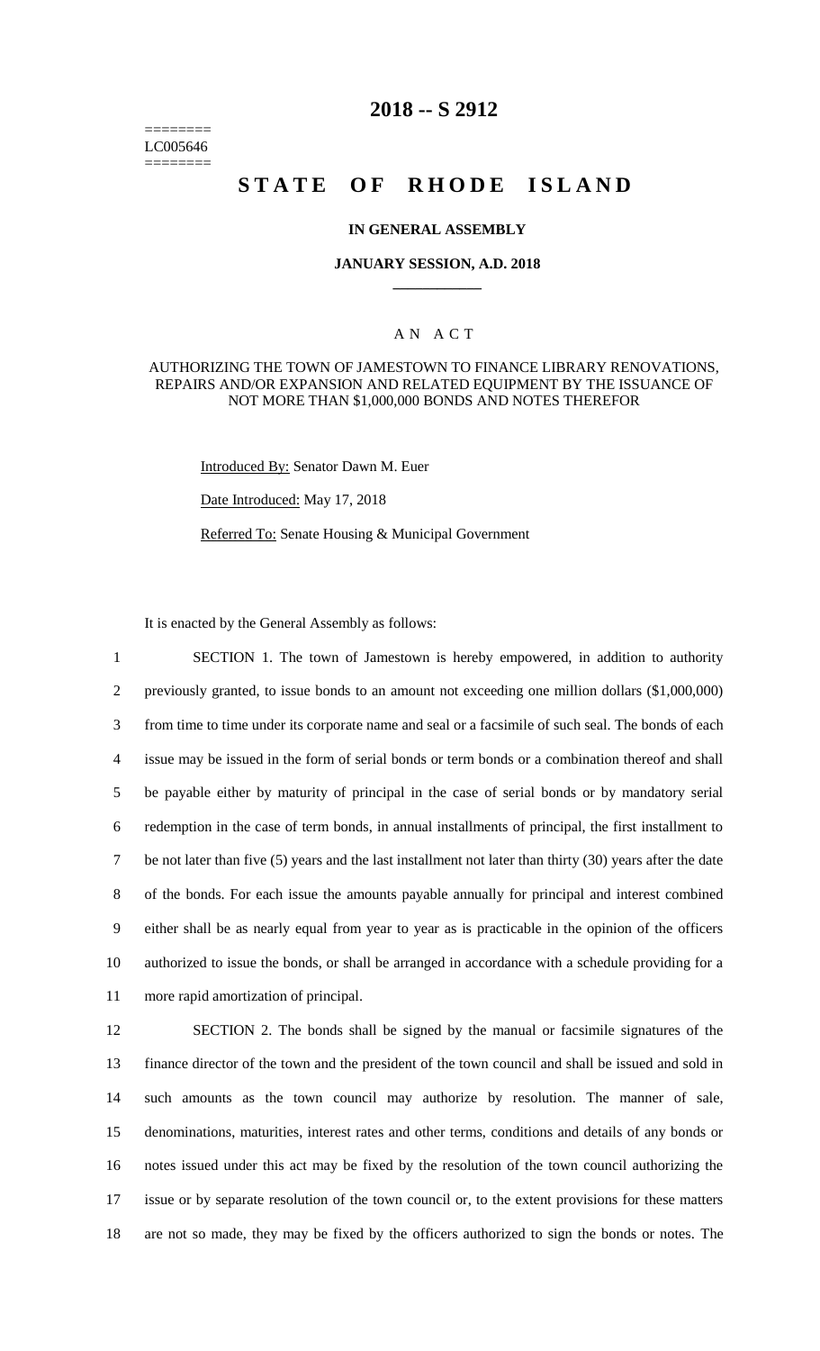========
LC005646
========

# 2018 -- S 2912

# STATE OF RHODE ISLAND

### IN GENERAL ASSEMBLY

### JANUARY SESSION, A.D. 2018

____________

### AN ACT

AUTHORIZING THE TOWN OF JAMESTOWN TO FINANCE LIBRARY RENOVATIONS, REPAIRS AND/OR EXPANSION AND RELATED EQUIPMENT BY THE ISSUANCE OF NOT MORE THAN $1,000,000 BONDS AND NOTES THEREFOR

Introduced By: Senator Dawn M. Euer

Date Introduced: May 17, 2018

Referred To: Senate Housing & Municipal Government

It is enacted by the General Assembly as follows:

1 SECTION 1. The town of Jamestown is hereby empowered, in addition to authority
2 previously granted, to issue bonds to an amount not exceeding one million dollars ($1,000,000)
3 from time to time under its corporate name and seal or a facsimile of such seal. The bonds of each
4 issue may be issued in the form of serial bonds or term bonds or a combination thereof and shall
5 be payable either by maturity of principal in the case of serial bonds or by mandatory serial
6 redemption in the case of term bonds, in annual installments of principal, the first installment to
7 be not later than five (5) years and the last installment not later than thirty (30) years after the date
8 of the bonds. For each issue the amounts payable annually for principal and interest combined
9 either shall be as nearly equal from year to year as is practicable in the opinion of the officers
10 authorized to issue the bonds, or shall be arranged in accordance with a schedule providing for a
11 more rapid amortization of principal.

12 SECTION 2. The bonds shall be signed by the manual or facsimile signatures of the
13 finance director of the town and the president of the town council and shall be issued and sold in
14 such amounts as the town council may authorize by resolution. The manner of sale,
15 denominations, maturities, interest rates and other terms, conditions and details of any bonds or
16 notes issued under this act may be fixed by the resolution of the town council authorizing the
17 issue or by separate resolution of the town council or, to the extent provisions for these matters
18 are not so made, they may be fixed by the officers authorized to sign the bonds or notes. The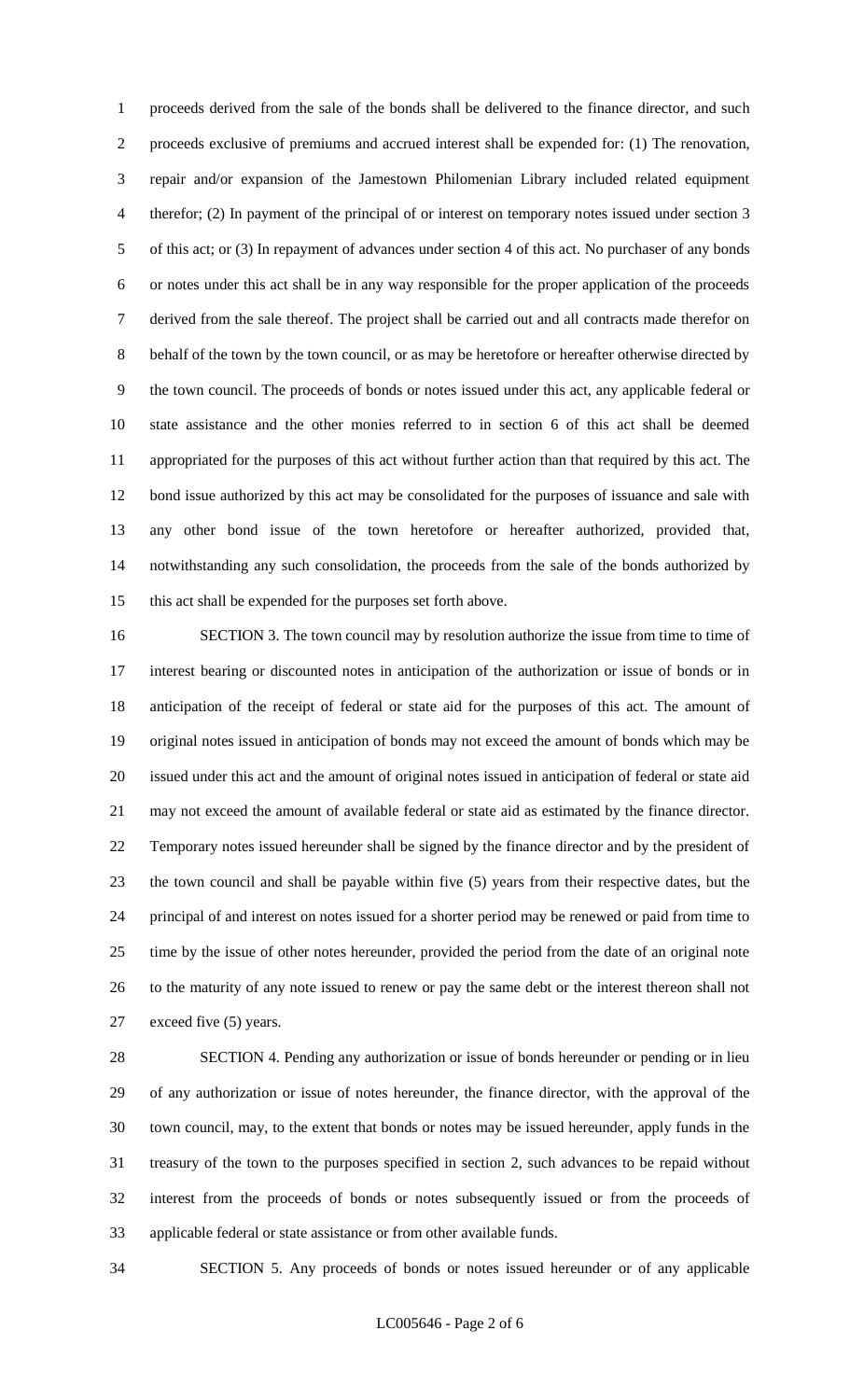proceeds derived from the sale of the bonds shall be delivered to the finance director, and such proceeds exclusive of premiums and accrued interest shall be expended for: (1) The renovation, repair and/or expansion of the Jamestown Philomenian Library included related equipment therefor; (2) In payment of the principal of or interest on temporary notes issued under section 3 of this act; or (3) In repayment of advances under section 4 of this act. No purchaser of any bonds or notes under this act shall be in any way responsible for the proper application of the proceeds derived from the sale thereof. The project shall be carried out and all contracts made therefor on behalf of the town by the town council, or as may be heretofore or hereafter otherwise directed by the town council. The proceeds of bonds or notes issued under this act, any applicable federal or state assistance and the other monies referred to in section 6 of this act shall be deemed appropriated for the purposes of this act without further action than that required by this act. The bond issue authorized by this act may be consolidated for the purposes of issuance and sale with any other bond issue of the town heretofore or hereafter authorized, provided that, notwithstanding any such consolidation, the proceeds from the sale of the bonds authorized by this act shall be expended for the purposes set forth above.

SECTION 3. The town council may by resolution authorize the issue from time to time of interest bearing or discounted notes in anticipation of the authorization or issue of bonds or in anticipation of the receipt of federal or state aid for the purposes of this act. The amount of original notes issued in anticipation of bonds may not exceed the amount of bonds which may be issued under this act and the amount of original notes issued in anticipation of federal or state aid may not exceed the amount of available federal or state aid as estimated by the finance director. Temporary notes issued hereunder shall be signed by the finance director and by the president of the town council and shall be payable within five (5) years from their respective dates, but the principal of and interest on notes issued for a shorter period may be renewed or paid from time to time by the issue of other notes hereunder, provided the period from the date of an original note to the maturity of any note issued to renew or pay the same debt or the interest thereon shall not exceed five (5) years.

SECTION 4. Pending any authorization or issue of bonds hereunder or pending or in lieu of any authorization or issue of notes hereunder, the finance director, with the approval of the town council, may, to the extent that bonds or notes may be issued hereunder, apply funds in the treasury of the town to the purposes specified in section 2, such advances to be repaid without interest from the proceeds of bonds or notes subsequently issued or from the proceeds of applicable federal or state assistance or from other available funds.

SECTION 5. Any proceeds of bonds or notes issued hereunder or of any applicable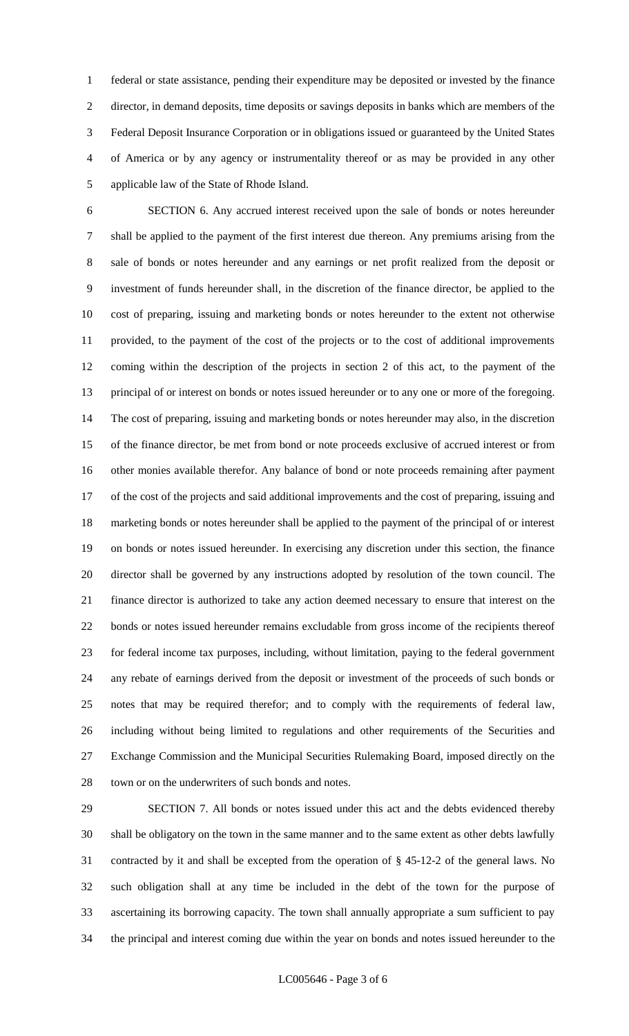federal or state assistance, pending their expenditure may be deposited or invested by the finance director, in demand deposits, time deposits or savings deposits in banks which are members of the Federal Deposit Insurance Corporation or in obligations issued or guaranteed by the United States of America or by any agency or instrumentality thereof or as may be provided in any other applicable law of the State of Rhode Island.

SECTION 6. Any accrued interest received upon the sale of bonds or notes hereunder shall be applied to the payment of the first interest due thereon. Any premiums arising from the sale of bonds or notes hereunder and any earnings or net profit realized from the deposit or investment of funds hereunder shall, in the discretion of the finance director, be applied to the cost of preparing, issuing and marketing bonds or notes hereunder to the extent not otherwise provided, to the payment of the cost of the projects or to the cost of additional improvements coming within the description of the projects in section 2 of this act, to the payment of the principal of or interest on bonds or notes issued hereunder or to any one or more of the foregoing. The cost of preparing, issuing and marketing bonds or notes hereunder may also, in the discretion of the finance director, be met from bond or note proceeds exclusive of accrued interest or from other monies available therefor. Any balance of bond or note proceeds remaining after payment of the cost of the projects and said additional improvements and the cost of preparing, issuing and marketing bonds or notes hereunder shall be applied to the payment of the principal of or interest on bonds or notes issued hereunder. In exercising any discretion under this section, the finance director shall be governed by any instructions adopted by resolution of the town council. The finance director is authorized to take any action deemed necessary to ensure that interest on the bonds or notes issued hereunder remains excludable from gross income of the recipients thereof for federal income tax purposes, including, without limitation, paying to the federal government any rebate of earnings derived from the deposit or investment of the proceeds of such bonds or notes that may be required therefor; and to comply with the requirements of federal law, including without being limited to regulations and other requirements of the Securities and Exchange Commission and the Municipal Securities Rulemaking Board, imposed directly on the town or on the underwriters of such bonds and notes.

SECTION 7. All bonds or notes issued under this act and the debts evidenced thereby shall be obligatory on the town in the same manner and to the same extent as other debts lawfully contracted by it and shall be excepted from the operation of § 45-12-2 of the general laws. No such obligation shall at any time be included in the debt of the town for the purpose of ascertaining its borrowing capacity. The town shall annually appropriate a sum sufficient to pay the principal and interest coming due within the year on bonds and notes issued hereunder to the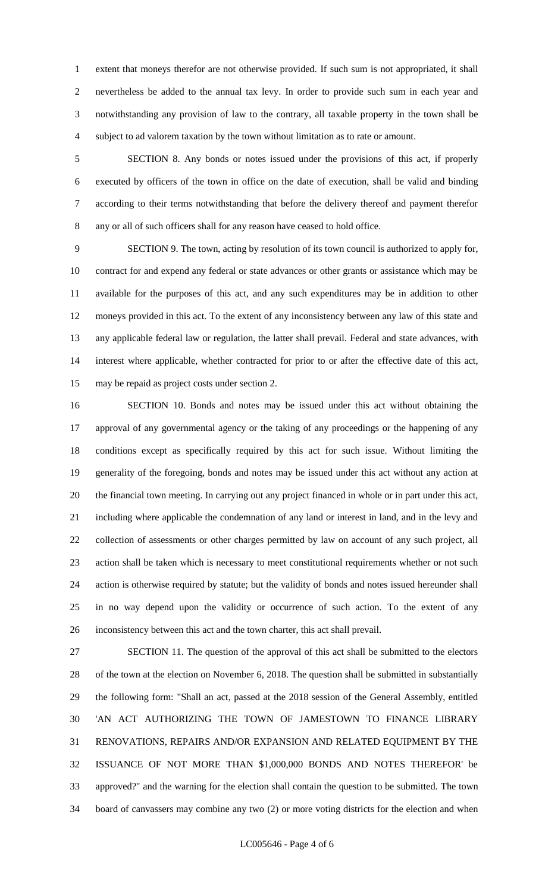extent that moneys therefor are not otherwise provided. If such sum is not appropriated, it shall nevertheless be added to the annual tax levy. In order to provide such sum in each year and notwithstanding any provision of law to the contrary, all taxable property in the town shall be subject to ad valorem taxation by the town without limitation as to rate or amount.

SECTION 8. Any bonds or notes issued under the provisions of this act, if properly executed by officers of the town in office on the date of execution, shall be valid and binding according to their terms notwithstanding that before the delivery thereof and payment therefor any or all of such officers shall for any reason have ceased to hold office.

SECTION 9. The town, acting by resolution of its town council is authorized to apply for, contract for and expend any federal or state advances or other grants or assistance which may be available for the purposes of this act, and any such expenditures may be in addition to other moneys provided in this act. To the extent of any inconsistency between any law of this state and any applicable federal law or regulation, the latter shall prevail. Federal and state advances, with interest where applicable, whether contracted for prior to or after the effective date of this act, may be repaid as project costs under section 2.

SECTION 10. Bonds and notes may be issued under this act without obtaining the approval of any governmental agency or the taking of any proceedings or the happening of any conditions except as specifically required by this act for such issue. Without limiting the generality of the foregoing, bonds and notes may be issued under this act without any action at the financial town meeting. In carrying out any project financed in whole or in part under this act, including where applicable the condemnation of any land or interest in land, and in the levy and collection of assessments or other charges permitted by law on account of any such project, all action shall be taken which is necessary to meet constitutional requirements whether or not such action is otherwise required by statute; but the validity of bonds and notes issued hereunder shall in no way depend upon the validity or occurrence of such action. To the extent of any inconsistency between this act and the town charter, this act shall prevail.

SECTION 11. The question of the approval of this act shall be submitted to the electors of the town at the election on November 6, 2018. The question shall be submitted in substantially the following form: "Shall an act, passed at the 2018 session of the General Assembly, entitled 'AN ACT AUTHORIZING THE TOWN OF JAMESTOWN TO FINANCE LIBRARY RENOVATIONS, REPAIRS AND/OR EXPANSION AND RELATED EQUIPMENT BY THE ISSUANCE OF NOT MORE THAN $1,000,000 BONDS AND NOTES THEREFOR' be approved?" and the warning for the election shall contain the question to be submitted. The town board of canvassers may combine any two (2) or more voting districts for the election and when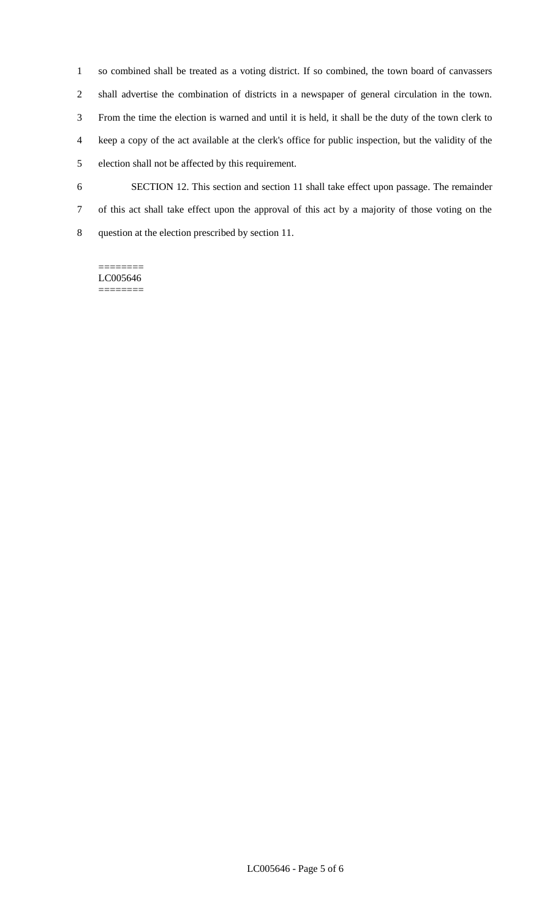so combined shall be treated as a voting district. If so combined, the town board of canvassers shall advertise the combination of districts in a newspaper of general circulation in the town. From the time the election is warned and until it is held, it shall be the duty of the town clerk to keep a copy of the act available at the clerk's office for public inspection, but the validity of the election shall not be affected by this requirement.

SECTION 12. This section and section 11 shall take effect upon passage. The remainder of this act shall take effect upon the approval of this act by a majority of those voting on the question at the election prescribed by section 11.

========
LC005646
========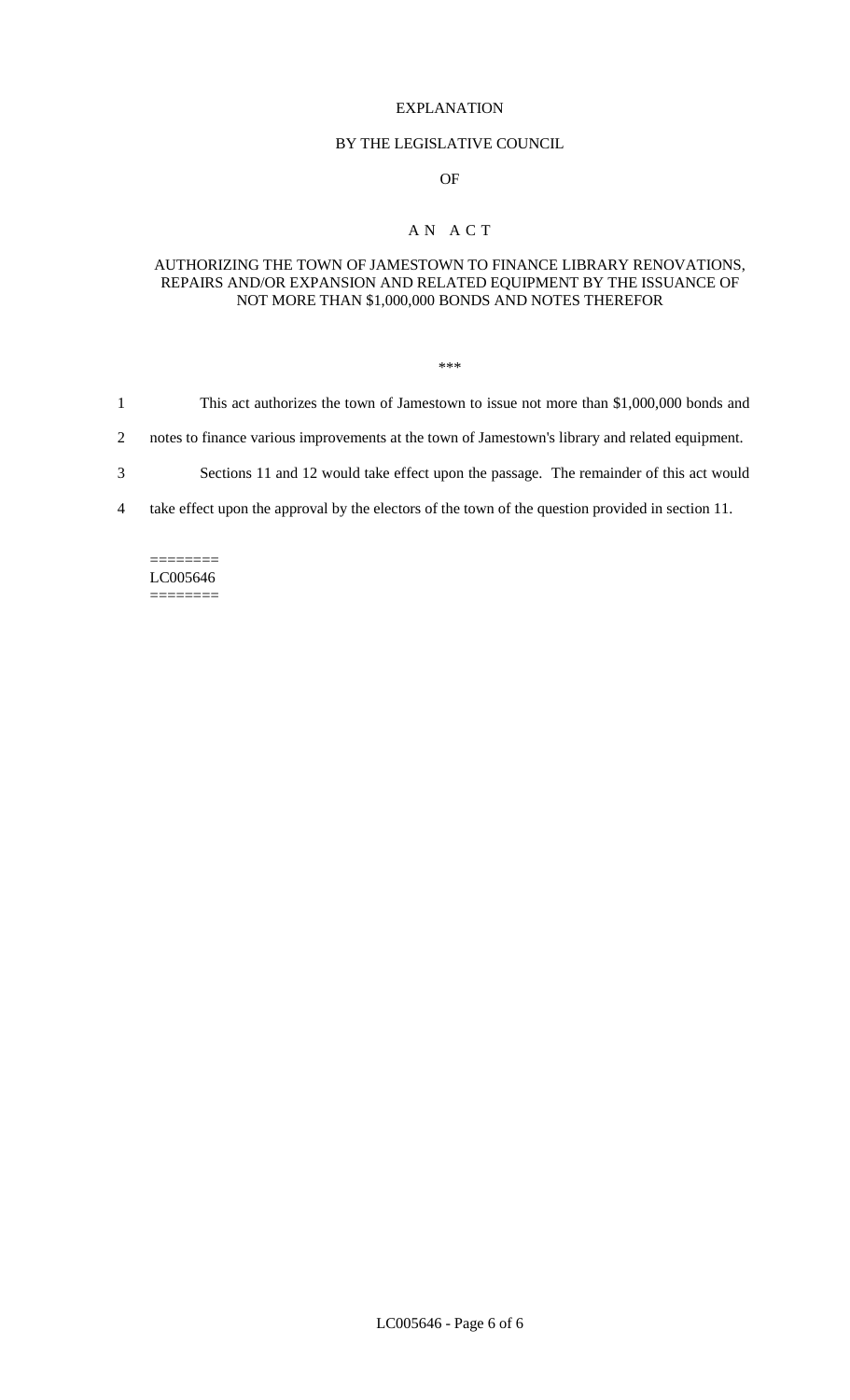EXPLANATION

BY THE LEGISLATIVE COUNCIL

OF

# A N A C T

AUTHORIZING THE TOWN OF JAMESTOWN TO FINANCE LIBRARY RENOVATIONS, REPAIRS AND/OR EXPANSION AND RELATED EQUIPMENT BY THE ISSUANCE OF NOT MORE THAN $1,000,000 BONDS AND NOTES THEREFOR

\*\*\*

1 This act authorizes the town of Jamestown to issue not more than $1,000,000 bonds and
2 notes to finance various improvements at the town of Jamestown's library and related equipment.
3 Sections 11 and 12 would take effect upon the passage. The remainder of this act would
4 take effect upon the approval by the electors of the town of the question provided in section 11.

========
LC005646
========